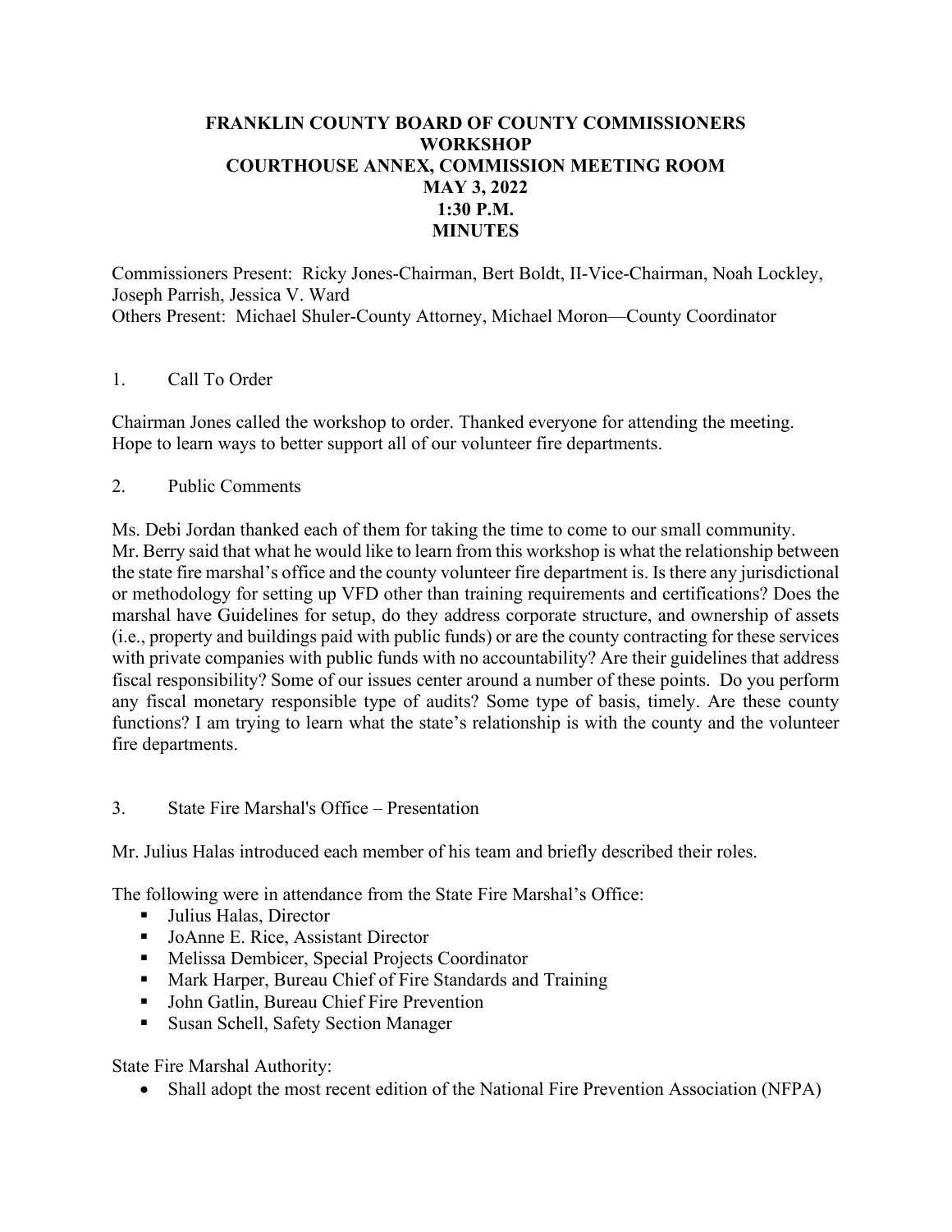# FRANKLIN COUNTY BOARD OF COUNTY COMMISSIONERS
## WORKSHOP
## COURTHOUSE ANNEX, COMMISSION MEETING ROOM
## MAY 3, 2022
## 1:30 P.M.
## MINUTES

Commissioners Present: Ricky Jones-Chairman, Bert Boldt, II-Vice-Chairman, Noah Lockley, Joseph Parrish, Jessica V. Ward
Others Present: Michael Shuler-County Attorney, Michael Moron—County Coordinator

1. Call To Order

Chairman Jones called the workshop to order. Thanked everyone for attending the meeting. Hope to learn ways to better support all of our volunteer fire departments.

2. Public Comments

Ms. Debi Jordan thanked each of them for taking the time to come to our small community.
Mr. Berry said that what he would like to learn from this workshop is what the relationship between the state fire marshal's office and the county volunteer fire department is. Is there any jurisdictional or methodology for setting up VFD other than training requirements and certifications? Does the marshal have Guidelines for setup, do they address corporate structure, and ownership of assets (i.e., property and buildings paid with public funds) or are the county contracting for these services with private companies with public funds with no accountability? Are their guidelines that address fiscal responsibility? Some of our issues center around a number of these points. Do you perform any fiscal monetary responsible type of audits? Some type of basis, timely. Are these county functions? I am trying to learn what the state's relationship is with the county and the volunteer fire departments.

3. State Fire Marshal's Office – Presentation

Mr. Julius Halas introduced each member of his team and briefly described their roles.

The following were in attendance from the State Fire Marshal's Office:

- Julius Halas, Director
- JoAnne E. Rice, Assistant Director
- Melissa Dembicer, Special Projects Coordinator
- Mark Harper, Bureau Chief of Fire Standards and Training
- John Gatlin, Bureau Chief Fire Prevention
- Susan Schell, Safety Section Manager

State Fire Marshal Authority:

- Shall adopt the most recent edition of the National Fire Prevention Association (NFPA)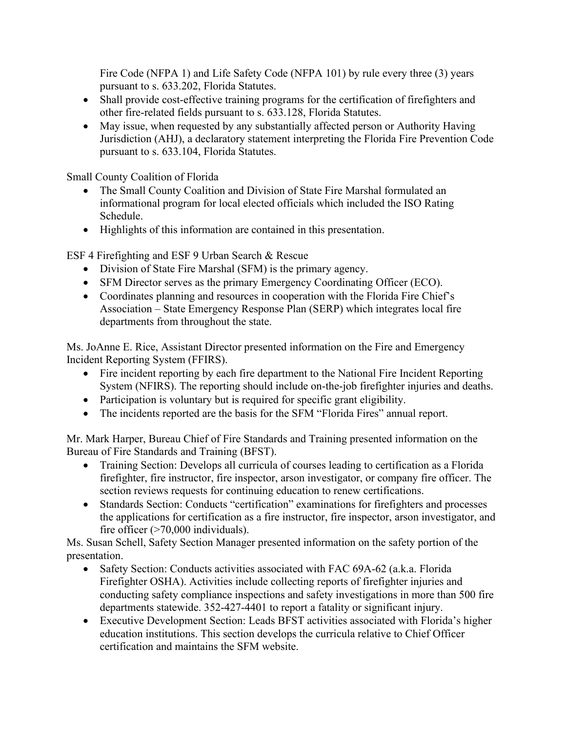Fire Code (NFPA 1) and Life Safety Code (NFPA 101) by rule every three (3) years pursuant to s. 633.202, Florida Statutes.

- Shall provide cost-effective training programs for the certification of firefighters and other fire-related fields pursuant to s. 633.128, Florida Statutes.
- May issue, when requested by any substantially affected person or Authority Having Jurisdiction (AHJ), a declaratory statement interpreting the Florida Fire Prevention Code pursuant to s. 633.104, Florida Statutes.

Small County Coalition of Florida

- The Small County Coalition and Division of State Fire Marshal formulated an informational program for local elected officials which included the ISO Rating Schedule.
- Highlights of this information are contained in this presentation.

ESF 4 Firefighting and ESF 9 Urban Search & Rescue

- Division of State Fire Marshal (SFM) is the primary agency.
- SFM Director serves as the primary Emergency Coordinating Officer (ECO).
- Coordinates planning and resources in cooperation with the Florida Fire Chief's Association – State Emergency Response Plan (SERP) which integrates local fire departments from throughout the state.

Ms. JoAnne E. Rice, Assistant Director presented information on the Fire and Emergency Incident Reporting System (FFIRS).

- Fire incident reporting by each fire department to the National Fire Incident Reporting System (NFIRS). The reporting should include on-the-job firefighter injuries and deaths.
- Participation is voluntary but is required for specific grant eligibility.
- The incidents reported are the basis for the SFM "Florida Fires" annual report.

Mr. Mark Harper, Bureau Chief of Fire Standards and Training presented information on the Bureau of Fire Standards and Training (BFST).

- Training Section: Develops all curricula of courses leading to certification as a Florida firefighter, fire instructor, fire inspector, arson investigator, or company fire officer. The section reviews requests for continuing education to renew certifications.
- Standards Section: Conducts "certification" examinations for firefighters and processes the applications for certification as a fire instructor, fire inspector, arson investigator, and fire officer (>70,000 individuals).

Ms. Susan Schell, Safety Section Manager presented information on the safety portion of the presentation.

- Safety Section: Conducts activities associated with FAC 69A-62 (a.k.a. Florida Firefighter OSHA). Activities include collecting reports of firefighter injuries and conducting safety compliance inspections and safety investigations in more than 500 fire departments statewide. 352-427-4401 to report a fatality or significant injury.
- Executive Development Section: Leads BFST activities associated with Florida's higher education institutions. This section develops the curricula relative to Chief Officer certification and maintains the SFM website.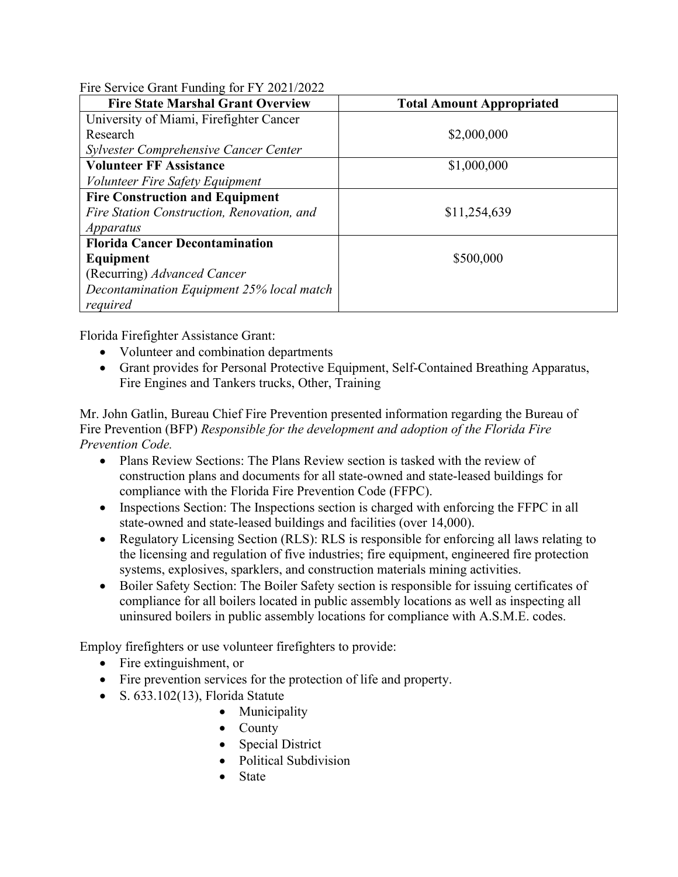Fire Service Grant Funding for FY 2021/2022

| Fire State Marshal Grant Overview | Total Amount Appropriated |
|---|---|
| University of Miami, Firefighter Cancer Research *Sylvester Comprehensive Cancer Center* | $2,000,000 |
| **Volunteer FF Assistance** *Volunteer Fire Safety Equipment* | $1,000,000 |
| **Fire Construction and Equipment** *Fire Station Construction, Renovation, and Apparatus* | $11,254,639 |
| **Florida Cancer Decontamination Equipment** (Recurring) *Advanced Cancer Decontamination Equipment 25% local match required* | $500,000 |

Florida Firefighter Assistance Grant:

- Volunteer and combination departments
- Grant provides for Personal Protective Equipment, Self-Contained Breathing Apparatus, Fire Engines and Tankers trucks, Other, Training

Mr. John Gatlin, Bureau Chief Fire Prevention presented information regarding the Bureau of Fire Prevention (BFP) *Responsible for the development and adoption of the Florida Fire Prevention Code.*

- Plans Review Sections: The Plans Review section is tasked with the review of construction plans and documents for all state-owned and state-leased buildings for compliance with the Florida Fire Prevention Code (FFPC).
- Inspections Section: The Inspections section is charged with enforcing the FFPC in all state-owned and state-leased buildings and facilities (over 14,000).
- Regulatory Licensing Section (RLS): RLS is responsible for enforcing all laws relating to the licensing and regulation of five industries; fire equipment, engineered fire protection systems, explosives, sparklers, and construction materials mining activities.
- Boiler Safety Section: The Boiler Safety section is responsible for issuing certificates of compliance for all boilers located in public assembly locations as well as inspecting all uninsured boilers in public assembly locations for compliance with A.S.M.E. codes.

Employ firefighters or use volunteer firefighters to provide:

- Fire extinguishment, or
- Fire prevention services for the protection of life and property.
- S. 633.102(13), Florida Statute
    - Municipality
    - County
    - Special District
    - Political Subdivision
    - State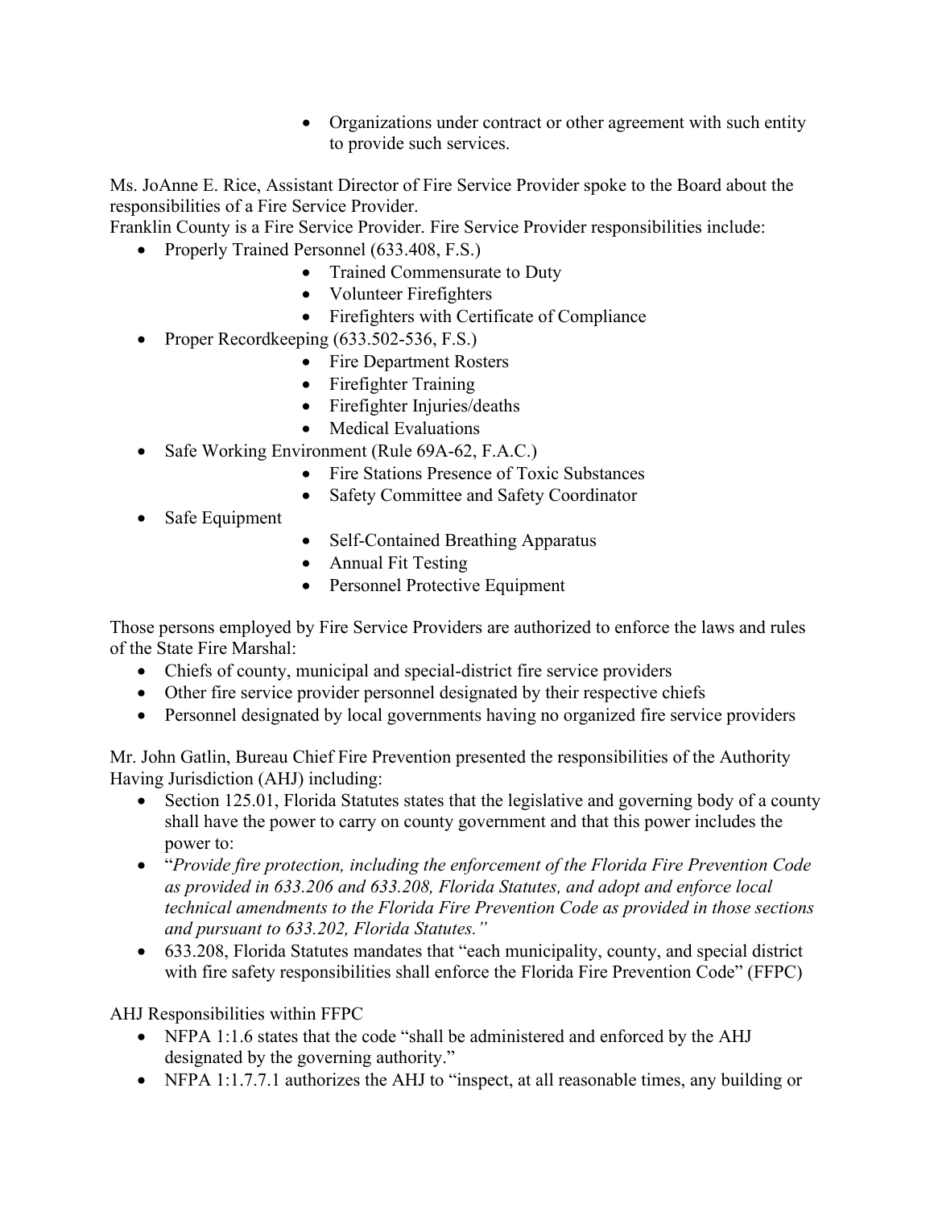- Organizations under contract or other agreement with such entity to provide such services.

Ms. JoAnne E. Rice, Assistant Director of Fire Service Provider spoke to the Board about the responsibilities of a Fire Service Provider.
Franklin County is a Fire Service Provider. Fire Service Provider responsibilities include:

- Properly Trained Personnel (633.408, F.S.)
  - Trained Commensurate to Duty
  - Volunteer Firefighters
  - Firefighters with Certificate of Compliance
- Proper Recordkeeping (633.502-536, F.S.)
  - Fire Department Rosters
  - Firefighter Training
  - Firefighter Injuries/deaths
  - Medical Evaluations
- Safe Working Environment (Rule 69A-62, F.A.C.)
  - Fire Stations Presence of Toxic Substances
  - Safety Committee and Safety Coordinator
- Safe Equipment
  - Self-Contained Breathing Apparatus
  - Annual Fit Testing
  - Personnel Protective Equipment

Those persons employed by Fire Service Providers are authorized to enforce the laws and rules of the State Fire Marshal:

- Chiefs of county, municipal and special-district fire service providers
- Other fire service provider personnel designated by their respective chiefs
- Personnel designated by local governments having no organized fire service providers

Mr. John Gatlin, Bureau Chief Fire Prevention presented the responsibilities of the Authority Having Jurisdiction (AHJ) including:

- Section 125.01, Florida Statutes states that the legislative and governing body of a county shall have the power to carry on county government and that this power includes the power to:
- "*Provide fire protection, including the enforcement of the Florida Fire Prevention Code as provided in 633.206 and 633.208, Florida Statutes, and adopt and enforce local technical amendments to the Florida Fire Prevention Code as provided in those sections and pursuant to 633.202, Florida Statutes.*"
- 633.208, Florida Statutes mandates that "each municipality, county, and special district with fire safety responsibilities shall enforce the Florida Fire Prevention Code" (FFPC)

AHJ Responsibilities within FFPC

- NFPA 1:1.6 states that the code "shall be administered and enforced by the AHJ designated by the governing authority."
- NFPA 1:1.7.7.1 authorizes the AHJ to "inspect, at all reasonable times, any building or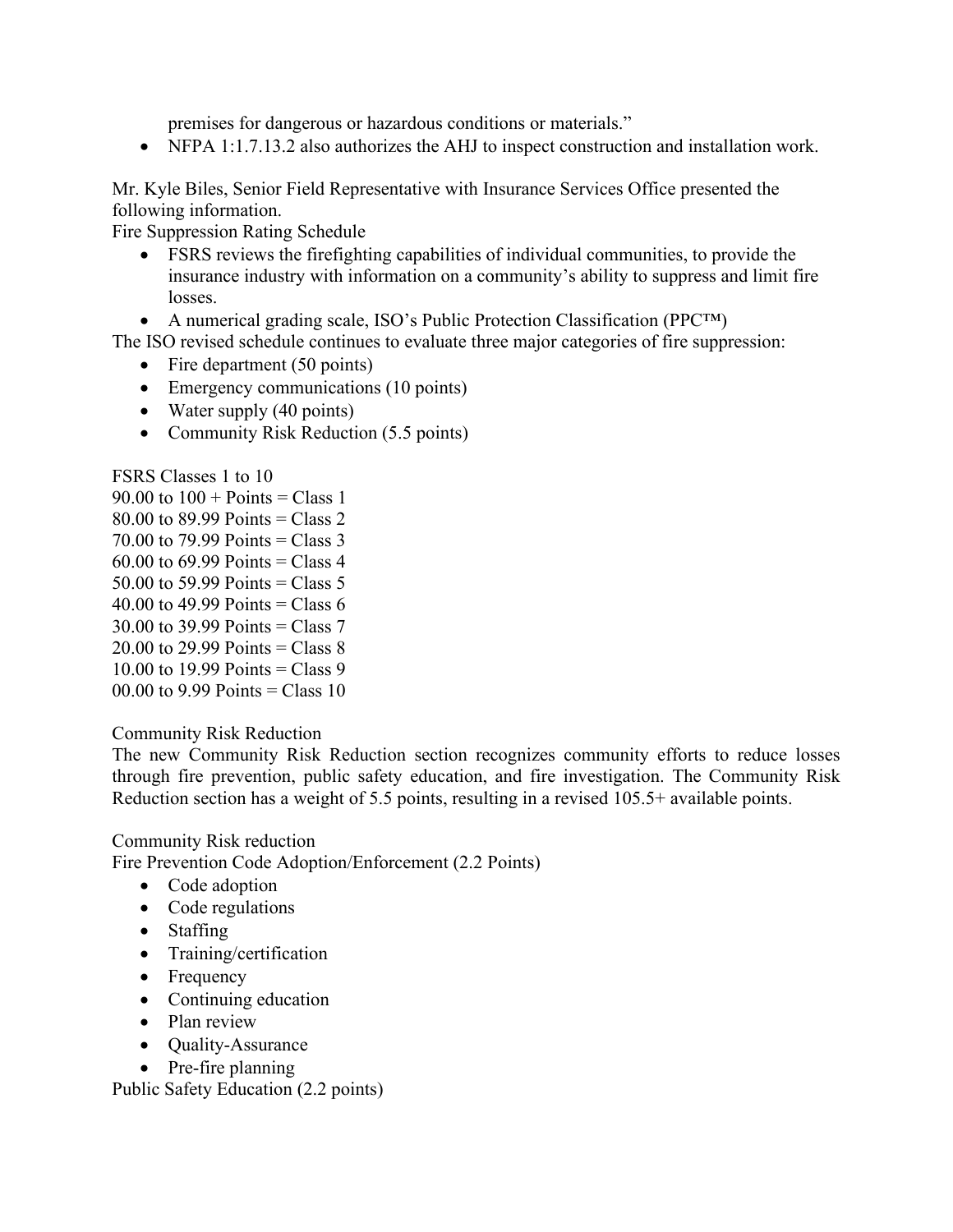premises for dangerous or hazardous conditions or materials."

- NFPA 1:1.7.13.2 also authorizes the AHJ to inspect construction and installation work.

Mr. Kyle Biles, Senior Field Representative with Insurance Services Office presented the following information.

Fire Suppression Rating Schedule

- FSRS reviews the firefighting capabilities of individual communities, to provide the insurance industry with information on a community's ability to suppress and limit fire losses.
- A numerical grading scale, ISO's Public Protection Classification (PPC™)

The ISO revised schedule continues to evaluate three major categories of fire suppression:

- Fire department (50 points)
- Emergency communications (10 points)
- Water supply (40 points)
- Community Risk Reduction (5.5 points)

FSRS Classes 1 to 10
90.00 to 100 + Points = Class 1
80.00 to 89.99 Points = Class 2
70.00 to 79.99 Points = Class 3
60.00 to 69.99 Points = Class 4
50.00 to 59.99 Points = Class 5
40.00 to 49.99 Points = Class 6
30.00 to 39.99 Points = Class 7
20.00 to 29.99 Points = Class 8
10.00 to 19.99 Points = Class 9
00.00 to 9.99 Points = Class 10

Community Risk Reduction

The new Community Risk Reduction section recognizes community efforts to reduce losses through fire prevention, public safety education, and fire investigation. The Community Risk Reduction section has a weight of 5.5 points, resulting in a revised 105.5+ available points.

Community Risk reduction

Fire Prevention Code Adoption/Enforcement (2.2 Points)

- Code adoption
- Code regulations
- Staffing
- Training/certification
- Frequency
- Continuing education
- Plan review
- Quality-Assurance
- Pre-fire planning

Public Safety Education (2.2 points)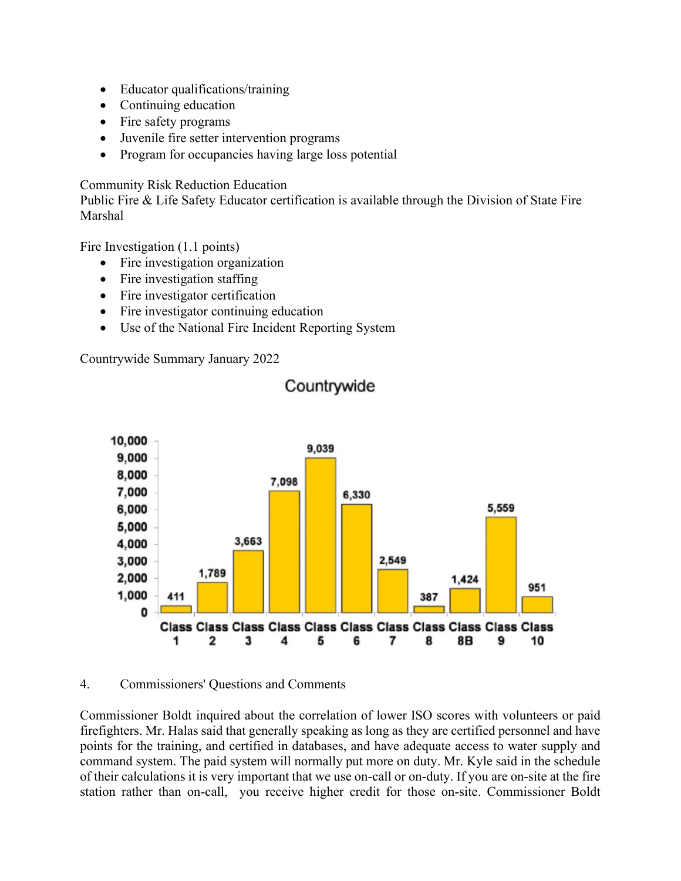- Educator qualifications/training
- Continuing education
- Fire safety programs
- Juvenile fire setter intervention programs
- Program for occupancies having large loss potential

Community Risk Reduction Education
Public Fire & Life Safety Educator certification is available through the Division of State Fire Marshal

Fire Investigation (1.1 points)

- Fire investigation organization
- Fire investigation staffing
- Fire investigator certification
- Fire investigator continuing education
- Use of the National Fire Incident Reporting System

Countrywide Summary January 2022

**Countrywide**

| Class 1 | Class 2 | Class 3 | Class 4 | Class 5 | Class 6 | Class 7 | Class 8 | Class 8B | Class 9 | Class 10 |
|---|---|---|---|---|---|---|---|---|---|---|
| 411 | 1,789 | 3,663 | 7,098 | 9,039 | 6,330 | 2,549 | 387 | 1,424 | 5,559 | 951 |

4. Commissioners' Questions and Comments

Commissioner Boldt inquired about the correlation of lower ISO scores with volunteers or paid firefighters. Mr. Halas said that generally speaking as long as they are certified personnel and have points for the training, and certified in databases, and have adequate access to water supply and command system. The paid system will normally put more on duty. Mr. Kyle said in the schedule of their calculations it is very important that we use on-call or on-duty. If you are on-site at the fire station rather than on-call, you receive higher credit for those on-site. Commissioner Boldt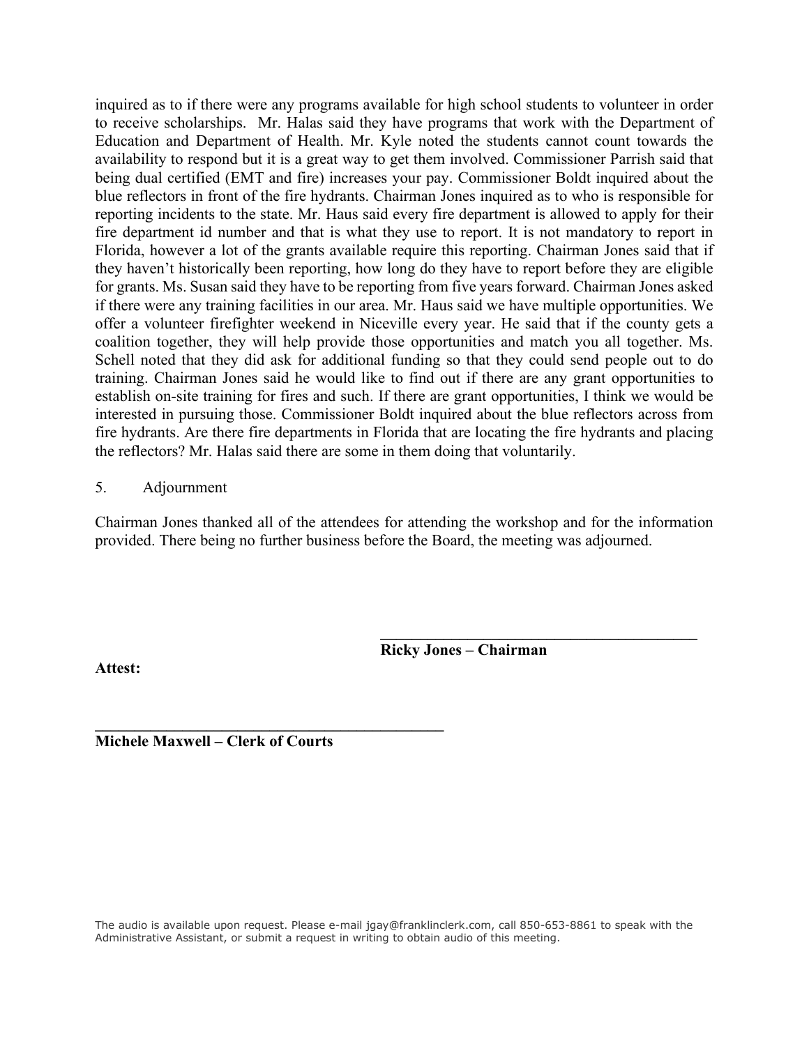inquired as to if there were any programs available for high school students to volunteer in order to receive scholarships. Mr. Halas said they have programs that work with the Department of Education and Department of Health. Mr. Kyle noted the students cannot count towards the availability to respond but it is a great way to get them involved. Commissioner Parrish said that being dual certified (EMT and fire) increases your pay. Commissioner Boldt inquired about the blue reflectors in front of the fire hydrants. Chairman Jones inquired as to who is responsible for reporting incidents to the state. Mr. Haus said every fire department is allowed to apply for their fire department id number and that is what they use to report. It is not mandatory to report in Florida, however a lot of the grants available require this reporting. Chairman Jones said that if they haven't historically been reporting, how long do they have to report before they are eligible for grants. Ms. Susan said they have to be reporting from five years forward. Chairman Jones asked if there were any training facilities in our area. Mr. Haus said we have multiple opportunities. We offer a volunteer firefighter weekend in Niceville every year. He said that if the county gets a coalition together, they will help provide those opportunities and match you all together. Ms. Schell noted that they did ask for additional funding so that they could send people out to do training. Chairman Jones said he would like to find out if there are any grant opportunities to establish on-site training for fires and such. If there are grant opportunities, I think we would be interested in pursuing those. Commissioner Boldt inquired about the blue reflectors across from fire hydrants. Are there fire departments in Florida that are locating the fire hydrants and placing the reflectors? Mr. Halas said there are some in them doing that voluntarily.

5. Adjournment

Chairman Jones thanked all of the attendees for attending the workshop and for the information provided. There being no further business before the Board, the meeting was adjourned.

\_\_\_\_\_\_\_\_\_\_\_\_\_\_\_\_\_\_\_\_\_\_\_\_\_\_\_\_\_\_\_\_\_\_\_\_\_\_\_\_\_\_

**Ricky Jones – Chairman**

**Attest:**

\_\_\_\_\_\_\_\_\_\_\_\_\_\_\_\_\_\_\_\_\_\_\_\_\_\_\_\_\_\_\_\_\_\_\_\_\_\_\_\_\_\_

**Michele Maxwell – Clerk of Courts**

The audio is available upon request. Please e-mail jgay@franklinclerk.com, call 850-653-8861 to speak with the Administrative Assistant, or submit a request in writing to obtain audio of this meeting.